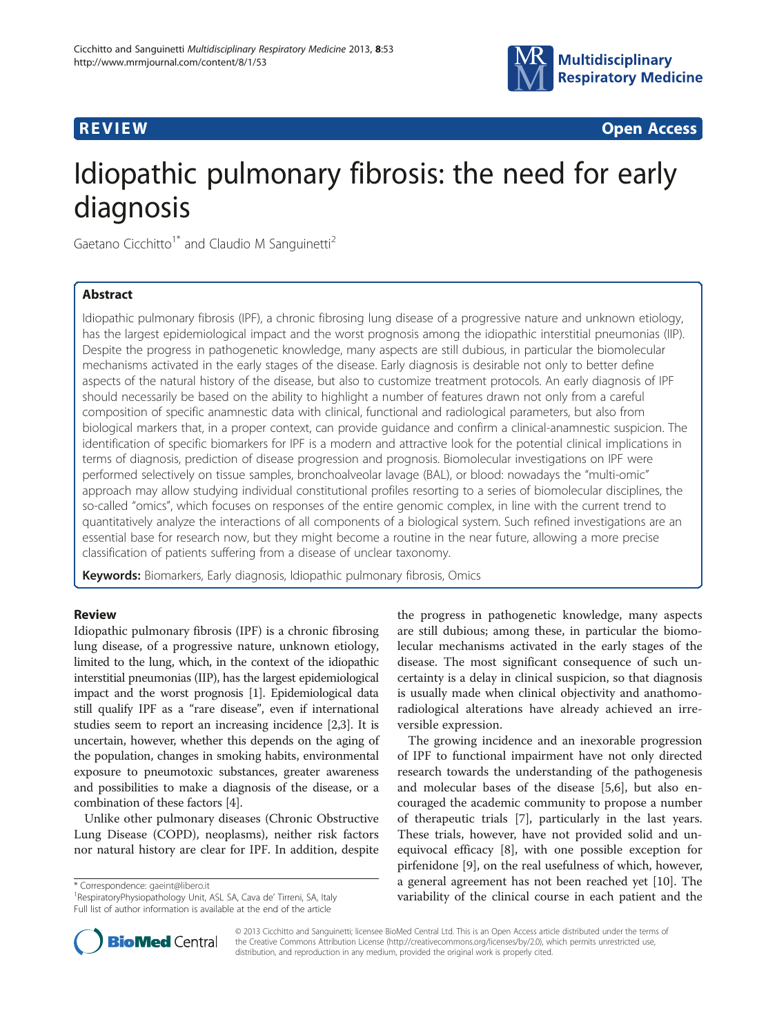REVIEW Open Access

# Idiopathic pulmonary fibrosis: the need for early diagnosis

Gaetano Cicchitto[1*] and Claudio M Sanguinetti[2]

## Abstract

Idiopathic pulmonary fibrosis (IPF), a chronic fibrosing lung disease of a progressive nature and unknown etiology, has the largest epidemiological impact and the worst prognosis among the idiopathic interstitial pneumonias (IIP). Despite the progress in pathogenetic knowledge, many aspects are still dubious, in particular the biomolecular mechanisms activated in the early stages of the disease. Early diagnosis is desirable not only to better define aspects of the natural history of the disease, but also to customize treatment protocols. An early diagnosis of IPF should necessarily be based on the ability to highlight a number of features drawn not only from a careful composition of specific anamnestic data with clinical, functional and radiological parameters, but also from biological markers that, in a proper context, can provide guidance and confirm a clinical-anamnestic suspicion. The identification of specific biomarkers for IPF is a modern and attractive look for the potential clinical implications in terms of diagnosis, prediction of disease progression and prognosis. Biomolecular investigations on IPF were performed selectively on tissue samples, bronchoalveolar lavage (BAL), or blood: nowadays the "multi-omic" approach may allow studying individual constitutional profiles resorting to a series of biomolecular disciplines, the so-called "omics", which focuses on responses of the entire genomic complex, in line with the current trend to quantitatively analyze the interactions of all components of a biological system. Such refined investigations are an essential base for research now, but they might become a routine in the near future, allowing a more precise classification of patients suffering from a disease of unclear taxonomy.

**Keywords:** Biomarkers, Early diagnosis, Idiopathic pulmonary fibrosis, Omics

## Review

Idiopathic pulmonary fibrosis (IPF) is a chronic fibrosing lung disease, of a progressive nature, unknown etiology, limited to the lung, which, in the context of the idiopathic interstitial pneumonias (IIP), has the largest epidemiological impact and the worst prognosis [1]. Epidemiological data still qualify IPF as a "rare disease", even if international studies seem to report an increasing incidence [2,3]. It is uncertain, however, whether this depends on the aging of the population, changes in smoking habits, environmental exposure to pneumotoxic substances, greater awareness and possibilities to make a diagnosis of the disease, or a combination of these factors [4].

Unlike other pulmonary diseases (Chronic Obstructive Lung Disease (COPD), neoplasms), neither risk factors nor natural history are clear for IPF. In addition, despite the progress in pathogenetic knowledge, many aspects are still dubious; among these, in particular the biomolecular mechanisms activated in the early stages of the disease. The most significant consequence of such uncertainty is a delay in clinical suspicion, so that diagnosis is usually made when clinical objectivity and anathomo-radiological alterations have already achieved an irreversible expression.

The growing incidence and an inexorable progression of IPF to functional impairment have not only directed research towards the understanding of the pathogenesis and molecular bases of the disease [5,6], but also encouraged the academic community to propose a number of therapeutic trials [7], particularly in the last years. These trials, however, have not provided solid and unequivocal efficacy [8], with one possible exception for pirfenidone [9], on the real usefulness of which, however, a general agreement has not been reached yet [10]. The variability of the clinical course in each patient and the

* Correspondence: gaeint@libero.it
[1]RespiratoryPhysiopathology Unit, ASL SA, Cava de' Tirreni, SA, Italy
Full list of author information is available at the end of the article

© 2013 Cicchitto and Sanguinetti; licensee BioMed Central Ltd. This is an Open Access article distributed under the terms of the Creative Commons Attribution License (http://creativecommons.org/licenses/by/2.0), which permits unrestricted use, distribution, and reproduction in any medium, provided the original work is properly cited.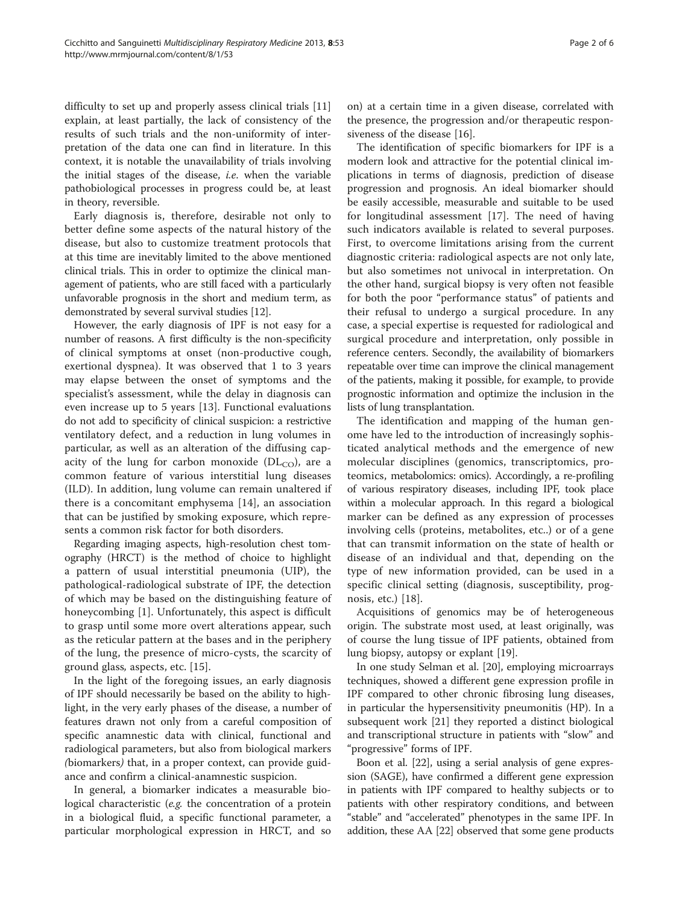difficulty to set up and properly assess clinical trials [11] explain, at least partially, the lack of consistency of the results of such trials and the non-uniformity of interpretation of the data one can find in literature. In this context, it is notable the unavailability of trials involving the initial stages of the disease, *i.e.* when the variable pathobiological processes in progress could be, at least in theory, reversible.

Early diagnosis is, therefore, desirable not only to better define some aspects of the natural history of the disease, but also to customize treatment protocols that at this time are inevitably limited to the above mentioned clinical trials. This in order to optimize the clinical management of patients, who are still faced with a particularly unfavorable prognosis in the short and medium term, as demonstrated by several survival studies [12].

However, the early diagnosis of IPF is not easy for a number of reasons. A first difficulty is the non-specificity of clinical symptoms at onset (non-productive cough, exertional dyspnea). It was observed that 1 to 3 years may elapse between the onset of symptoms and the specialist's assessment, while the delay in diagnosis can even increase up to 5 years [13]. Functional evaluations do not add to specificity of clinical suspicion: a restrictive ventilatory defect, and a reduction in lung volumes in particular, as well as an alteration of the diffusing capacity of the lung for carbon monoxide ($DL_{CO}$), are a common feature of various interstitial lung diseases (ILD). In addition, lung volume can remain unaltered if there is a concomitant emphysema [14], an association that can be justified by smoking exposure, which represents a common risk factor for both disorders.

Regarding imaging aspects, high-resolution chest tomography (HRCT) is the method of choice to highlight a pattern of usual interstitial pneumonia (UIP), the pathological-radiological substrate of IPF, the detection of which may be based on the distinguishing feature of honeycombing [1]. Unfortunately, this aspect is difficult to grasp until some more overt alterations appear, such as the reticular pattern at the bases and in the periphery of the lung, the presence of micro-cysts, the scarcity of ground glass, aspects, etc. [15].

In the light of the foregoing issues, an early diagnosis of IPF should necessarily be based on the ability to highlight, in the very early phases of the disease, a number of features drawn not only from a careful composition of specific anamnestic data with clinical, functional and radiological parameters, but also from biological markers *(biomarkers)* that, in a proper context, can provide guidance and confirm a clinical-anamnestic suspicion.

In general, a biomarker indicates a measurable biological characteristic (*e.g.* the concentration of a protein in a biological fluid, a specific functional parameter, a particular morphological expression in HRCT, and so on) at a certain time in a given disease, correlated with the presence, the progression and/or therapeutic responsiveness of the disease [16].

The identification of specific biomarkers for IPF is a modern look and attractive for the potential clinical implications in terms of diagnosis, prediction of disease progression and prognosis. An ideal biomarker should be easily accessible, measurable and suitable to be used for longitudinal assessment [17]. The need of having such indicators available is related to several purposes. First, to overcome limitations arising from the current diagnostic criteria: radiological aspects are not only late, but also sometimes not univocal in interpretation. On the other hand, surgical biopsy is very often not feasible for both the poor "performance status" of patients and their refusal to undergo a surgical procedure. In any case, a special expertise is requested for radiological and surgical procedure and interpretation, only possible in reference centers. Secondly, the availability of biomarkers repeatable over time can improve the clinical management of the patients, making it possible, for example, to provide prognostic information and optimize the inclusion in the lists of lung transplantation.

The identification and mapping of the human genome have led to the introduction of increasingly sophisticated analytical methods and the emergence of new molecular disciplines (genomics, transcriptomics, proteomics, metabolomics: omics). Accordingly, a re-profiling of various respiratory diseases, including IPF, took place within a molecular approach. In this regard a biological marker can be defined as any expression of processes involving cells (proteins, metabolites, etc..) or of a gene that can transmit information on the state of health or disease of an individual and that, depending on the type of new information provided, can be used in a specific clinical setting (diagnosis, susceptibility, prognosis, etc.) [18].

Acquisitions of genomics may be of heterogeneous origin. The substrate most used, at least originally, was of course the lung tissue of IPF patients, obtained from lung biopsy, autopsy or explant [19].

In one study Selman et al. [20], employing microarrays techniques, showed a different gene expression profile in IPF compared to other chronic fibrosing lung diseases, in particular the hypersensitivity pneumonitis (HP). In a subsequent work [21] they reported a distinct biological and transcriptional structure in patients with "slow" and "progressive" forms of IPF.

Boon et al. [22], using a serial analysis of gene expression (SAGE), have confirmed a different gene expression in patients with IPF compared to healthy subjects or to patients with other respiratory conditions, and between "stable" and "accelerated" phenotypes in the same IPF. In addition, these AA [22] observed that some gene products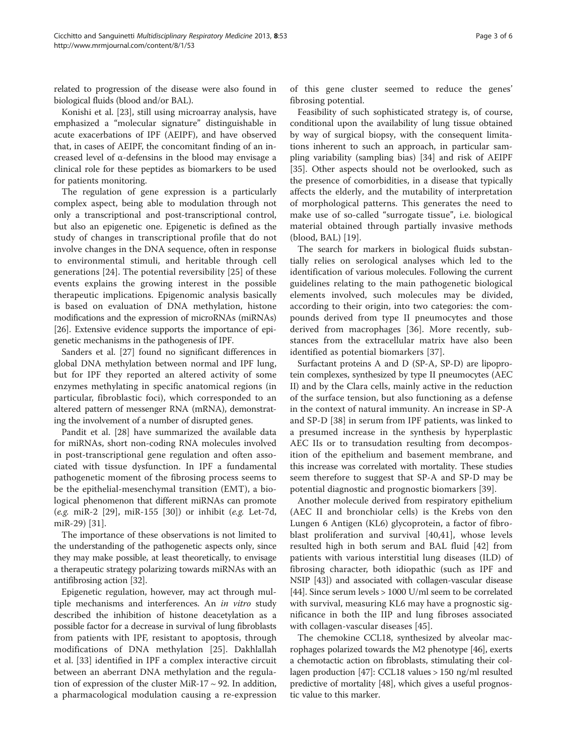related to progression of the disease were also found in biological fluids (blood and/or BAL).

Konishi et al. [23], still using microarray analysis, have emphasized a "molecular signature" distinguishable in acute exacerbations of IPF (AEIPF), and have observed that, in cases of AEIPF, the concomitant finding of an increased level of α-defensins in the blood may envisage a clinical role for these peptides as biomarkers to be used for patients monitoring.

The regulation of gene expression is a particularly complex aspect, being able to modulation through not only a transcriptional and post-transcriptional control, but also an epigenetic one. Epigenetic is defined as the study of changes in transcriptional profile that do not involve changes in the DNA sequence, often in response to environmental stimuli, and heritable through cell generations [24]. The potential reversibility [25] of these events explains the growing interest in the possible therapeutic implications. Epigenomic analysis basically is based on evaluation of DNA methylation, histone modifications and the expression of microRNAs (miRNAs) [26]. Extensive evidence supports the importance of epigenetic mechanisms in the pathogenesis of IPF.

Sanders et al. [27] found no significant differences in global DNA methylation between normal and IPF lung, but for IPF they reported an altered activity of some enzymes methylating in specific anatomical regions (in particular, fibroblastic foci), which corresponded to an altered pattern of messenger RNA (mRNA), demonstrating the involvement of a number of disrupted genes.

Pandit et al. [28] have summarized the available data for miRNAs, short non-coding RNA molecules involved in post-transcriptional gene regulation and often associated with tissue dysfunction. In IPF a fundamental pathogenetic moment of the fibrosing process seems to be the epithelial-mesenchymal transition (EMT), a biological phenomenon that different miRNAs can promote (*e.g.* miR-2 [29], miR-155 [30]) or inhibit (*e.g.* Let-7d, miR-29) [31].

The importance of these observations is not limited to the understanding of the pathogenetic aspects only, since they may make possible, at least theoretically, to envisage a therapeutic strategy polarizing towards miRNAs with an antifibrosing action [32].

Epigenetic regulation, however, may act through multiple mechanisms and interferences. An *in vitro* study described the inhibition of histone deacetylation as a possible factor for a decrease in survival of lung fibroblasts from patients with IPF, resistant to apoptosis, through modifications of DNA methylation [25]. Dakhlallah et al. [33] identified in IPF a complex interactive circuit between an aberrant DNA methylation and the regulation of expression of the cluster MiR-17 ~ 92. In addition, a pharmacological modulation causing a re-expression of this gene cluster seemed to reduce the genes' fibrosing potential.

Feasibility of such sophisticated strategy is, of course, conditional upon the availability of lung tissue obtained by way of surgical biopsy, with the consequent limitations inherent to such an approach, in particular sampling variability (sampling bias) [34] and risk of AEIPF [35]. Other aspects should not be overlooked, such as the presence of comorbidities, in a disease that typically affects the elderly, and the mutability of interpretation of morphological patterns. This generates the need to make use of so-called "surrogate tissue", i.e. biological material obtained through partially invasive methods (blood, BAL) [19].

The search for markers in biological fluids substantially relies on serological analyses which led to the identification of various molecules. Following the current guidelines relating to the main pathogenetic biological elements involved, such molecules may be divided, according to their origin, into two categories: the compounds derived from type II pneumocytes and those derived from macrophages [36]. More recently, substances from the extracellular matrix have also been identified as potential biomarkers [37].

Surfactant proteins A and D (SP-A, SP-D) are lipoprotein complexes, synthesized by type II pneumocytes (AEC II) and by the Clara cells, mainly active in the reduction of the surface tension, but also functioning as a defense in the context of natural immunity. An increase in SP-A and SP-D [38] in serum from IPF patients, was linked to a presumed increase in the synthesis by hyperplastic AEC IIs or to transudation resulting from decomposition of the epithelium and basement membrane, and this increase was correlated with mortality. These studies seem therefore to suggest that SP-A and SP-D may be potential diagnostic and prognostic biomarkers [39].

Another molecule derived from respiratory epithelium (AEC II and bronchiolar cells) is the Krebs von den Lungen 6 Antigen (KL6) glycoprotein, a factor of fibroblast proliferation and survival [40,41], whose levels resulted high in both serum and BAL fluid [42] from patients with various interstitial lung diseases (ILD) of fibrosing character, both idiopathic (such as IPF and NSIP [43]) and associated with collagen-vascular disease [44]. Since serum levels > 1000 U/ml seem to be correlated with survival, measuring KL6 may have a prognostic significance in both the IIP and lung fibroses associated with collagen-vascular diseases [45].

The chemokine CCL18, synthesized by alveolar macrophages polarized towards the M2 phenotype [46], exerts a chemotactic action on fibroblasts, stimulating their collagen production [47]: CCL18 values > 150 ng/ml resulted predictive of mortality [48], which gives a useful prognostic value to this marker.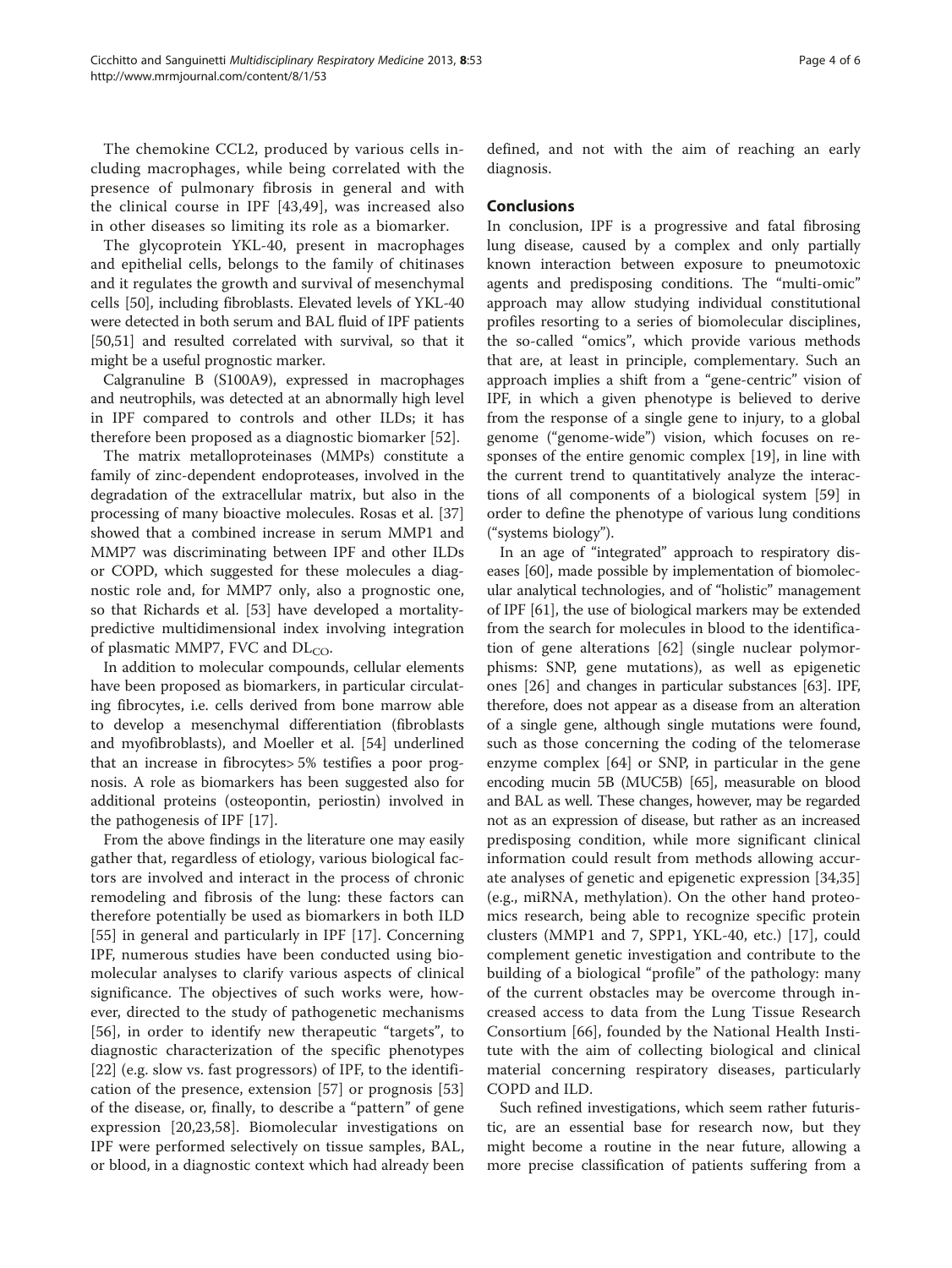The chemokine CCL2, produced by various cells including macrophages, while being correlated with the presence of pulmonary fibrosis in general and with the clinical course in IPF [43,49], was increased also in other diseases so limiting its role as a biomarker.

The glycoprotein YKL-40, present in macrophages and epithelial cells, belongs to the family of chitinases and it regulates the growth and survival of mesenchymal cells [50], including fibroblasts. Elevated levels of YKL-40 were detected in both serum and BAL fluid of IPF patients [50,51] and resulted correlated with survival, so that it might be a useful prognostic marker.

Calgranuline B (S100A9), expressed in macrophages and neutrophils, was detected at an abnormally high level in IPF compared to controls and other ILDs; it has therefore been proposed as a diagnostic biomarker [52].

The matrix metalloproteinases (MMPs) constitute a family of zinc-dependent endoproteases, involved in the degradation of the extracellular matrix, but also in the processing of many bioactive molecules. Rosas et al. [37] showed that a combined increase in serum MMP1 and MMP7 was discriminating between IPF and other ILDs or COPD, which suggested for these molecules a diagnostic role and, for MMP7 only, also a prognostic one, so that Richards et al. [53] have developed a mortality-predictive multidimensional index involving integration of plasmatic MMP7, FVC and $DL_{CO}$.

In addition to molecular compounds, cellular elements have been proposed as biomarkers, in particular circulating fibrocytes, i.e. cells derived from bone marrow able to develop a mesenchymal differentiation (fibroblasts and myofibroblasts), and Moeller et al. [54] underlined that an increase in fibrocytes> 5% testifies a poor prognosis. A role as biomarkers has been suggested also for additional proteins (osteopontin, periostin) involved in the pathogenesis of IPF [17].

From the above findings in the literature one may easily gather that, regardless of etiology, various biological factors are involved and interact in the process of chronic remodeling and fibrosis of the lung: these factors can therefore potentially be used as biomarkers in both ILD [55] in general and particularly in IPF [17]. Concerning IPF, numerous studies have been conducted using biomolecular analyses to clarify various aspects of clinical significance. The objectives of such works were, however, directed to the study of pathogenetic mechanisms [56], in order to identify new therapeutic "targets", to diagnostic characterization of the specific phenotypes [22] (e.g. slow vs. fast progressors) of IPF, to the identification of the presence, extension [57] or prognosis [53] of the disease, or, finally, to describe a "pattern" of gene expression [20,23,58]. Biomolecular investigations on IPF were performed selectively on tissue samples, BAL, or blood, in a diagnostic context which had already been defined, and not with the aim of reaching an early diagnosis.

## Conclusions

In conclusion, IPF is a progressive and fatal fibrosing lung disease, caused by a complex and only partially known interaction between exposure to pneumotoxic agents and predisposing conditions. The "multi-omic" approach may allow studying individual constitutional profiles resorting to a series of biomolecular disciplines, the so-called "omics", which provide various methods that are, at least in principle, complementary. Such an approach implies a shift from a "gene-centric" vision of IPF, in which a given phenotype is believed to derive from the response of a single gene to injury, to a global genome ("genome-wide") vision, which focuses on responses of the entire genomic complex [19], in line with the current trend to quantitatively analyze the interactions of all components of a biological system [59] in order to define the phenotype of various lung conditions ("systems biology").

In an age of "integrated" approach to respiratory diseases [60], made possible by implementation of biomolecular analytical technologies, and of "holistic" management of IPF [61], the use of biological markers may be extended from the search for molecules in blood to the identification of gene alterations [62] (single nuclear polymorphisms: SNP, gene mutations), as well as epigenetic ones [26] and changes in particular substances [63]. IPF, therefore, does not appear as a disease from an alteration of a single gene, although single mutations were found, such as those concerning the coding of the telomerase enzyme complex [64] or SNP, in particular in the gene encoding mucin 5B (MUC5B) [65], measurable on blood and BAL as well. These changes, however, may be regarded not as an expression of disease, but rather as an increased predisposing condition, while more significant clinical information could result from methods allowing accurate analyses of genetic and epigenetic expression [34,35] (e.g., miRNA, methylation). On the other hand proteomics research, being able to recognize specific protein clusters (MMP1 and 7, SPP1, YKL-40, etc.) [17], could complement genetic investigation and contribute to the building of a biological "profile" of the pathology: many of the current obstacles may be overcome through increased access to data from the Lung Tissue Research Consortium [66], founded by the National Health Institute with the aim of collecting biological and clinical material concerning respiratory diseases, particularly COPD and ILD.

Such refined investigations, which seem rather futuristic, are an essential base for research now, but they might become a routine in the near future, allowing a more precise classification of patients suffering from a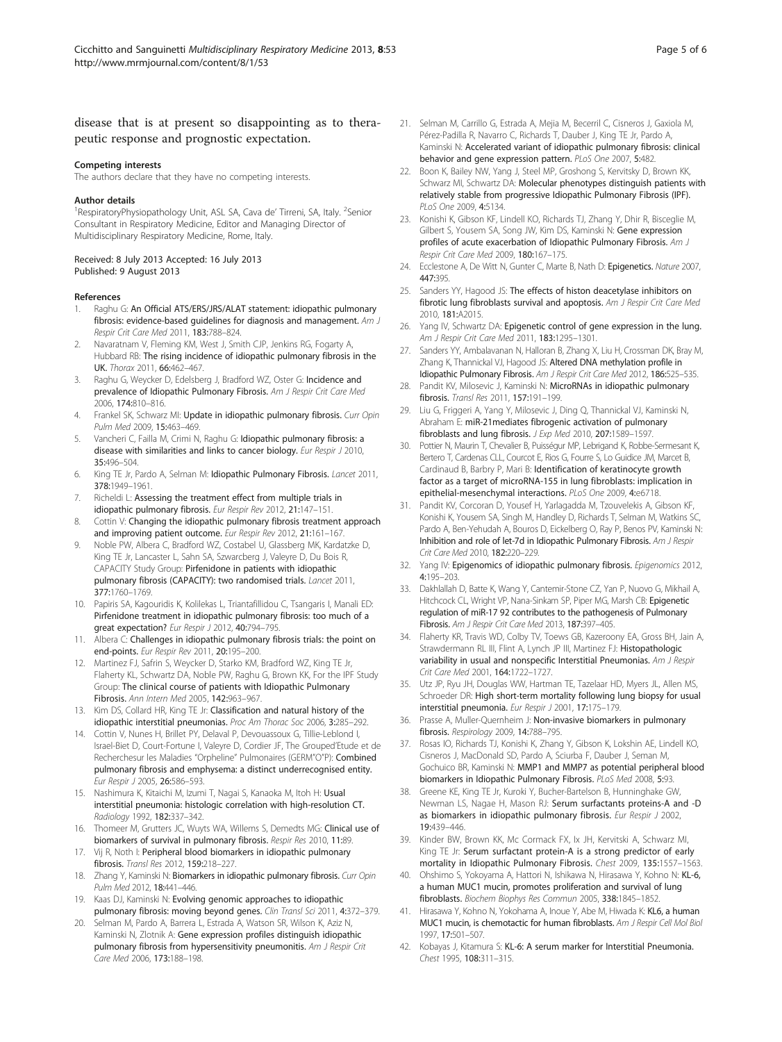disease that is at present so disappointing as to therapeutic response and prognostic expectation.

#### Competing interests

The authors declare that they have no competing interests.

#### Author details

[1]RespiratoryPhysiopathology Unit, ASL SA, Cava de' Tirreni, SA, Italy. [2]Senior Consultant in Respiratory Medicine, Editor and Managing Director of Multidisciplinary Respiratory Medicine, Rome, Italy.

Received: 8 July 2013 Accepted: 16 July 2013
Published: 9 August 2013

#### References

1. Raghu G: **An Official ATS/ERS/JRS/ALAT statement: idiopathic pulmonary fibrosis: evidence-based guidelines for diagnosis and management.** *Am J Respir Crit Care Med* 2011, **183**:788–824.
2. Navaratnam V, Fleming KM, West J, Smith CJP, Jenkins RG, Fogarty A, Hubbard RB: **The rising incidence of idiopathic pulmonary fibrosis in the UK.** *Thorax* 2011, **66**:462–467.
3. Raghu G, Weycker D, Edelsberg J, Bradford WZ, Oster G: **Incidence and prevalence of Idiopathic Pulmonary Fibrosis.** *Am J Respir Crit Care Med* 2006, **174**:810–816.
4. Frankel SK, Schwarz MI: **Update in idiopathic pulmonary fibrosis.** *Curr Opin Pulm Med* 2009, **15**:463–469.
5. Vancheri C, Failla M, Crimi N, Raghu G: **Idiopathic pulmonary fibrosis: a disease with similarities and links to cancer biology.** *Eur Respir J* 2010, **35**:496–504.
6. King TE Jr, Pardo A, Selman M: **Idiopathic Pulmonary Fibrosis.** *Lancet* 2011, **378**:1949–1961.
7. Richeldi L: **Assessing the treatment effect from multiple trials in idiopathic pulmonary fibrosis.** *Eur Respir Rev* 2012, **21**:147–151.
8. Cottin V: **Changing the idiopathic pulmonary fibrosis treatment approach and improving patient outcome.** *Eur Respir Rev* 2012, **21**:161–167.
9. Noble PW, Albera C, Bradford WZ, Costabel U, Glassberg MK, Kardatzke D, King TE Jr, Lancaster L, Sahn SA, Szwarcberg J, Valeyre D, Du Bois R, CAPACITY Study Group: **Pirfenidone in patients with idiopathic pulmonary fibrosis (CAPACITY): two randomised trials.** *Lancet* 2011, **377**:1760–1769.
10. Papiris SA, Kagouridis K, Kolilekas L, Triantafillidou C, Tsangaris I, Manali ED: **Pirfenidone treatment in idiopathic pulmonary fibrosis: too much of a great expectation?** *Eur Respir J* 2012, **40**:794–795.
11. Albera C: **Challenges in idiopathic pulmonary fibrosis trials: the point on end-points.** *Eur Respir Rev* 2011, **20**:195–200.
12. Martinez FJ, Safrin S, Weycker D, Starko KM, Bradford WZ, King TE Jr, Flaherty KL, Schwartz DA, Noble PW, Raghu G, Brown KK, For the IPF Study Group: **The clinical course of patients with Idiopathic Pulmonary Fibrosis.** *Ann Intern Med* 2005, **142**:963–967.
13. Kim DS, Collard HR, King TE Jr: **Classification and natural history of the idiopathic interstitial pneumonias.** *Proc Am Thorac Soc* 2006, **3**:285–292.
14. Cottin V, Nunes H, Brillet PY, Delaval P, Devouassoux G, Tillie-Leblond I, Israel-Biet D, Court-Fortune I, Valeyre D, Cordier JF, The Grouped'Etude et de Recherchesur les Maladies "Orpheline" Pulmonaires (GERM"O"P): **Combined pulmonary fibrosis and emphysema: a distinct underrecognised entity.** *Eur Respir J* 2005, **26**:586–593.
15. Nashimura K, Kitaichi M, Izumi T, Nagai S, Kanaoka M, Itoh H: **Usual interstitial pneumonia: histologic correlation with high-resolution CT.** *Radiology* 1992, **182**:337–342.
16. Thomeer M, Grutters JC, Wuyts WA, Willems S, Demedts MG: **Clinical use of biomarkers of survival in pulmonary fibrosis.** *Respir Res* 2010, **11**:89.
17. Vij R, Noth I: **Peripheral blood biomarkers in idiopathic pulmonary fibrosis.** *Transl Res* 2012, **159**:218–227.
18. Zhang Y, Kaminski N: **Biomarkers in idiopathic pulmonary fibrosis.** *Curr Opin Pulm Med* 2012, **18**:441–446.
19. Kaas DJ, Kaminski N: **Evolving genomic approaches to idiopathic pulmonary fibrosis: moving beyond genes.** *Clin Transl Sci* 2011, **4**:372–379.
20. Selman M, Pardo A, Barrera L, Estrada A, Watson SR, Wilson K, Aziz N, Kaminski N, Zlotnik A: **Gene expression profiles distinguish idiopathic pulmonary fibrosis from hypersensitivity pneumonitis.** *Am J Respir Crit Care Med* 2006, **173**:188–198.
21. Selman M, Carrillo G, Estrada A, Mejia M, Becerril C, Cisneros J, Gaxiola M, Pérez-Padilla R, Navarro C, Richards T, Dauber J, King TE Jr, Pardo A, Kaminski N: **Accelerated variant of idiopathic pulmonary fibrosis: clinical behavior and gene expression pattern.** *PLoS One* 2007, **5**:482.
22. Boon K, Bailey NW, Yang J, Steel MP, Groshong S, Kervitsky D, Brown KK, Schwarz MI, Schwartz DA: **Molecular phenotypes distinguish patients with relatively stable from progressive Idiopathic Pulmonary Fibrosis (IPF).** *PLoS One* 2009, **4**:5134.
23. Konishi K, Gibson KF, Lindell KO, Richards TJ, Zhang Y, Dhir R, Bisceglie M, Gilbert S, Yousem SA, Song JW, Kim DS, Kaminski N: **Gene expression profiles of acute exacerbation of Idiopathic Pulmonary Fibrosis.** *Am J Respir Crit Care Med* 2009, **180**:167–175.
24. Ecclestone A, De Witt N, Gunter C, Marte B, Nath D: **Epigenetics.** *Nature* 2007, **447**:395.
25. Sanders YY, Hagood JS: **The effects of histon deacetylase inhibitors on fibrotic lung fibroblasts survival and apoptosis.** *Am J Respir Crit Care Med* 2010, **181**:A2015.
26. Yang IV, Schwartz DA: **Epigenetic control of gene expression in the lung.** *Am J Respir Crit Care Med* 2011, **183**:1295–1301.
27. Sanders YY, Ambalavanan N, Halloran B, Zhang X, Liu H, Crossman DK, Bray M, Zhang K, Thannickal VJ, Hagood JS: **Altered DNA methylation profile in Idiopathic Pulmonary Fibrosis.** *Am J Respir Crit Care Med* 2012, **186**:525–535.
28. Pandit KV, Milosevic J, Kaminski N: **MicroRNAs in idiopathic pulmonary fibrosis.** *Transl Res* 2011, **157**:191–199.
29. Liu G, Friggeri A, Yang Y, Milosevic J, Ding Q, Thannickal VJ, Kaminski N, Abraham E: **miR-21mediates fibrogenic activation of pulmonary fibroblasts and lung fibrosis.** *J Exp Med* 2010, **207**:1589–1597.
30. Pottier N, Maurin T, Chevalier B, Puisségur MP, Lebrigand K, Robbe-Sermesant K, Bertero T, Cardenas CLL, Courcot E, Rios G, Fourre S, Lo Guidice JM, Marcet B, Cardinaud B, Barbry P, Mari B: **Identification of keratinocyte growth factor as a target of microRNA-155 in lung fibroblasts: implication in epithelial-mesenchymal interactions.** *PLoS One* 2009, **4**:e6718.
31. Pandit KV, Corcoran D, Yousef H, Yarlagadda M, Tzouvelekis A, Gibson KF, Konishi K, Yousem SA, Singh M, Handley D, Richards T, Selman M, Watkins SC, Pardo A, Ben-Yehudah A, Bouros D, Eickelberg O, Ray P, Benos PV, Kaminski N: **Inhibition and role of let-7d in Idiopathic Pulmonary Fibrosis.** *Am J Respir Crit Care Med* 2010, **182**:220–229.
32. Yang IV: **Epigenomics of idiopathic pulmonary fibrosis.** *Epigenomics* 2012, **4**:195–203.
33. Dakhlallah D, Batte K, Wang Y, Cantemir-Stone CZ, Yan P, Nuovo G, Mikhail A, Hitchcock CL, Wright VP, Nana-Sinkam SP, Piper MG, Marsh CB: **Epigenetic regulation of miR-17 92 contributes to the pathogenesis of Pulmonary Fibrosis.** *Am J Respir Crit Care Med* 2013, **187**:397–405.
34. Flaherty KR, Travis WD, Colby TV, Toews GB, Kazeroony EA, Gross BH, Jain A, Strawdermann RL III, Flint A, Lynch JP III, Martinez FJ: **Histopathologic variability in usual and nonspecific Interstitial Pneumonias.** *Am J Respir Crit Care Med* 2001, **164**:1722–1727.
35. Utz JP, Ryu JH, Douglas WW, Hartman TE, Tazelaar HD, Myers JL, Allen MS, Schroeder DR: **High short-term mortality following lung biopsy for usual interstitial pneumonia.** *Eur Respir J* 2001, **17**:175–179.
36. Prasse A, Muller-Quernheim J: **Non-invasive biomarkers in pulmonary fibrosis.** *Respirology* 2009, **14**:788–795.
37. Rosas IO, Richards TJ, Konishi K, Zhang Y, Gibson K, Lokshin AE, Lindell KO, Cisneros J, MacDonald SD, Pardo A, Sciurba F, Dauber J, Seman M, Gochuico BR, Kaminski N: **MMP1 and MMP7 as potential peripheral blood biomarkers in Idiopathic Pulmonary Fibrosis.** *PLoS Med* 2008, **5**:93.
38. Greene KE, King TE Jr, Kuroki Y, Bucher-Bartelson B, Hunninghake GW, Newman LS, Nagae H, Mason RJ: **Serum surfactants proteins-A and -D as biomarkers in idiopathic pulmonary fibrosis.** *Eur Respir J* 2002, **19**:439–446.
39. Kinder BW, Brown KK, Mc Cormack FX, Ix JH, Kervitski A, Schwarz MI, King TE Jr: **Serum surfactant protein-A is a strong predictor of early mortality in Idiopathic Pulmonary Fibrosis.** *Chest* 2009, **135**:1557–1563.
40. Ohshimo S, Yokoyama A, Hattori N, Ishikawa N, Hirasawa Y, Kohno N: **KL-6, a human MUC1 mucin, promotes proliferation and survival of lung fibroblasts.** *Biochem Biophys Res Commun* 2005, **338**:1845–1852.
41. Hirasawa Y, Kohno N, Yokohama A, Inoue Y, Abe M, Hiwada K: **KL6, a human MUC1 mucin, is chemotactic for human fibroblasts.** *Am J Respir Cell Mol Biol* 1997, **17**:501–507.
42. Kobayas J, Kitamura S: **KL-6: A serum marker for Interstitial Pneumonia.** *Chest* 1995, **108**:311–315.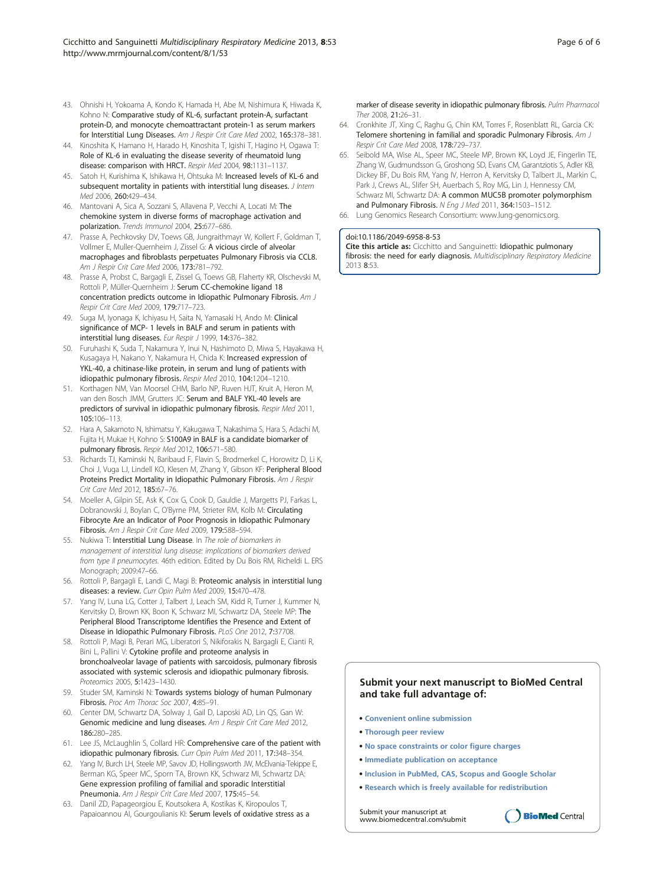43. Ohnishi H, Yokoama A, Kondo K, Hamada H, Abe M, Nishimura K, Hiwada K, Kohno N: **Comparative study of KL-6, surfactant protein-A, surfactant protein-D, and monocyte chemoattractant protein-1 as serum markers for Interstitial Lung Diseases.** *Am J Respir Crit Care Med* 2002, **165:**378–381.
44. Kinoshita K, Hamano H, Harado H, Kinoshita T, Igishi T, Hagino H, Ogawa T: **Role of KL-6 in evaluating the disease severity of rheumatoid lung disease: comparison with HRCT.** *Respir Med* 2004, **98:**1131–1137.
45. Satoh H, Kurishima K, Ishikawa H, Ohtsuka M: **Increased levels of KL-6 and subsequent mortality in patients with interstitial lung diseases.** *J Intern Med* 2006, **260:**429–434.
46. Mantovani A, Sica A, Sozzani S, Allavena P, Vecchi A, Locati M: **The chemokine system in diverse forms of macrophage activation and polarization.** *Trends Immunol* 2004, **25:**677–686.
47. Prasse A, Pechkovsky DV, Toews GB, Jungraithmayr W, Kollert F, Goldman T, Vollmer E, Muller-Quernheim J, Zissel G: **A vicious circle of alveolar macrophages and fibroblasts perpetuates Pulmonary Fibrosis via CCL8.** *Am J Respir Crit Care Med* 2006, **173:**781–792.
48. Prasse A, Probst C, Bargagli E, Zissel G, Toews GB, Flaherty KR, Olschevski M, Rottoli P, Müller-Quernheim J: **Serum CC-chemokine ligand 18 concentration predicts outcome in Idiopathic Pulmonary Fibrosis.** *Am J Respir Crit Care Med* 2009, **179:**717–723.
49. Suga M, Iyonaga K, Ichiyasu H, Saita N, Yamasaki H, Ando M: **Clinical significance of MCP- 1 levels in BALF and serum in patients with interstitial lung diseases.** *Eur Respir J* 1999, **14:**376–382.
50. Furuhashi K, Suda T, Nakamura Y, Inui N, Hashimoto D, Miwa S, Hayakawa H, Kusagaya H, Nakano Y, Nakamura H, Chida K: **Increased expression of YKL-40, a chitinase-like protein, in serum and lung of patients with idiopathic pulmonary fibrosis.** *Respir Med* 2010, **104:**1204–1210.
51. Korthagen NM, Van Moorsel CHM, Barlo NP, Ruven HJT, Kruit A, Heron M, van den Bosch JMM, Grutters JC: **Serum and BALF YKL-40 levels are predictors of survival in idiopathic pulmonary fibrosis.** *Respir Med* 2011, **105:**106–113.
52. Hara A, Sakamoto N, Ishimatsu Y, Kakugawa T, Nakashima S, Hara S, Adachi M, Fujita H, Mukae H, Kohno S: **S100A9 in BALF is a candidate biomarker of pulmonary fibrosis.** *Respir Med* 2012, **106:**571–580.
53. Richards TJ, Kaminski N, Baribaud F, Flavin S, Brodmerkel C, Horowitz D, Li K, Choi J, Vuga LJ, Lindell KO, Klesen M, Zhang Y, Gibson KF: **Peripheral Blood Proteins Predict Mortality in Idiopathic Pulmonary Fibrosis.** *Am J Respir Crit Care Med* 2012, **185:**67–76.
54. Moeller A, Gilpin SE, Ask K, Cox G, Cook D, Gauldie J, Margetts PJ, Farkas L, Dobranowski J, Boylan C, O'Byrne PM, Strieter RM, Kolb M: **Circulating Fibrocyte Are an Indicator of Poor Prognosis in Idiopathic Pulmonary Fibrosis.** *Am J Respir Crit Care Med* 2009, **179:**588–594.
55. Nukiwa T: **Interstitial Lung Disease**. In *The role of biomarkers in management of interstitial lung disease: implications of biomarkers derived from type II pneumocytes.* 46th edition. Edited by Du Bois RM, Richeldi L. ERS Monograph; 2009:47–66.
56. Rottoli P, Bargagli E, Landi C, Magi B: **Proteomic analysis in interstitial lung diseases: a review.** *Curr Opin Pulm Med* 2009, **15:**470–478.
57. Yang IV, Luna LG, Cotter J, Talbert J, Leach SM, Kidd R, Turner J, Kummer N, Kervitsky D, Brown KK, Boon K, Schwarz MI, Schwartz DA, Steele MP: **The Peripheral Blood Transcriptome Identifies the Presence and Extent of Disease in Idiopathic Pulmonary Fibrosis.** *PLoS One* 2012, **7:**37708.
58. Rottoli P, Magi B, Perari MG, Liberatori S, Nikiforakis N, Bargagli E, Cianti R, Bini L, Pallini V: **Cytokine profile and proteome analysis in bronchoalveolar lavage of patients with sarcoidosis, pulmonary fibrosis associated with systemic sclerosis and idiopathic pulmonary fibrosis.** *Proteomics* 2005, **5:**1423–1430.
59. Studer SM, Kaminski N: **Towards systems biology of human Pulmonary Fibrosis.** *Proc Am Thorac Soc* 2007, **4:**85–91.
60. Center DM, Schwartz DA, Solway J, Gail D, Laposki AD, Lin QS, Gan W: **Genomic medicine and lung diseases.** *Am J Respir Crit Care Med* 2012, **186:**280–285.
61. Lee JS, McLaughlin S, Collard HR: **Comprehensive care of the patient with idiopathic pulmonary fibrosis.** *Curr Opin Pulm Med* 2011, **17:**348–354.
62. Yang IV, Burch LH, Steele MP, Savov JD, Hollingsworth JW, McElvania-Tekippe E, Berman KG, Speer MC, Sporn TA, Brown KK, Schwarz MI, Schwartz DA: **Gene expression profiling of familial and sporadic Interstitial Pneumonia.** *Am J Respir Crit Care Med* 2007, **175:**45–54.
63. Danil ZD, Papageorgiou E, Koutsokera A, Kostikas K, Kiropoulos T, Papaioannou AI, Gourgoulianis KI: **Serum levels of oxidative stress as a marker of disease severity in idiopathic pulmonary fibrosis.** *Pulm Pharmacol Ther* 2008, **21:**26–31.
64. Cronkhite JT, Xing C, Raghu G, Chin KM, Torres F, Rosenblatt RL, Garcia CK: **Telomere shortening in familial and sporadic Pulmonary Fibrosis.** *Am J Respir Crit Care Med* 2008, **178:**729–737.
65. Seibold MA, Wise AL, Speer MC, Steele MP, Brown KK, Loyd JE, Fingerlin TE, Zhang W, Gudmundsson G, Groshong SD, Evans CM, Garantziotis S, Adler KB, Dickey BF, Du Bois RM, Yang IV, Herron A, Kervitsky D, Talbert JL, Markin C, Park J, Crews AL, Slifer SH, Auerbach S, Roy MG, Lin J, Hennessy CM, Schwarz MI, Schwartz DA: **A common MUC5B promoter polymorphism and Pulmonary Fibrosis.** *N Eng J Med* 2011, **364:**1503–1512.
66. Lung Genomics Research Consortium: www.lung-genomics.org.

doi:10.1186/2049-6958-8-53

**Cite this article as:** Cicchitto and Sanguinetti: **Idiopathic pulmonary fibrosis: the need for early diagnosis.** *Multidisciplinary Respiratory Medicine* 2013 **8**:53.

**Submit your next manuscript to BioMed Central and take full advantage of:**

- **Convenient online submission**
- **Thorough peer review**
- **No space constraints or color figure charges**
- **Immediate publication on acceptance**
- **Inclusion in PubMed, CAS, Scopus and Google Scholar**
- **Research which is freely available for redistribution**

Submit your manuscript at
www.biomedcentral.com/submit

BioMed Central